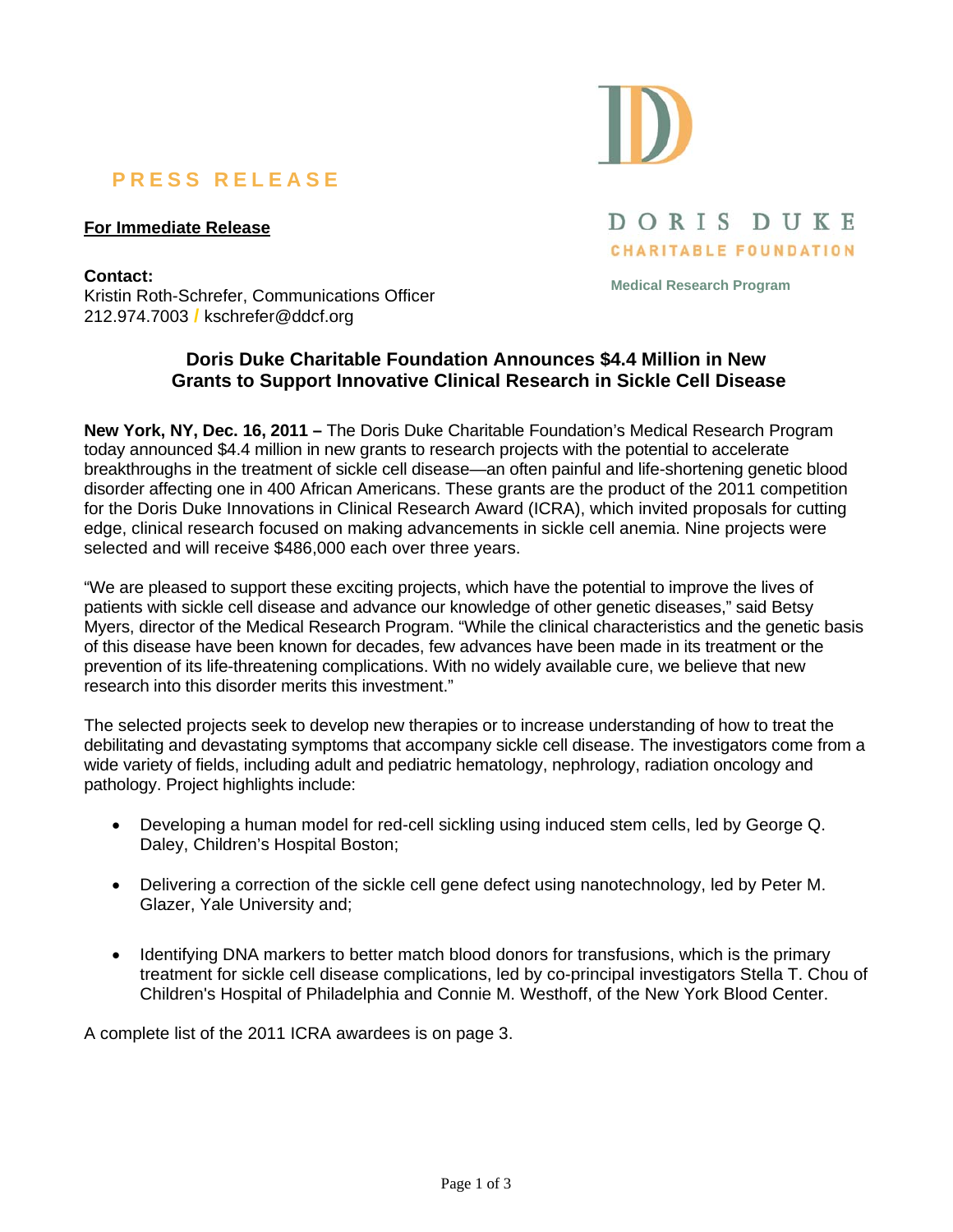# PRESS RELEASE

DORIS DUKE
CHARITABLE FOUNDATION

Medical Research Program

**For Immediate Release**

**Contact:**
Kristin Roth-Schrefer, Communications Officer
212.974.7003 / kschrefer@ddcf.org

## Doris Duke Charitable Foundation Announces $4.4 Million in New Grants to Support Innovative Clinical Research in Sickle Cell Disease

**New York, NY, Dec. 16, 2011 –** The Doris Duke Charitable Foundation's Medical Research Program today announced $4.4 million in new grants to research projects with the potential to accelerate breakthroughs in the treatment of sickle cell disease—an often painful and life-shortening genetic blood disorder affecting one in 400 African Americans. These grants are the product of the 2011 competition for the Doris Duke Innovations in Clinical Research Award (ICRA), which invited proposals for cutting edge, clinical research focused on making advancements in sickle cell anemia. Nine projects were selected and will receive $486,000 each over three years.

"We are pleased to support these exciting projects, which have the potential to improve the lives of patients with sickle cell disease and advance our knowledge of other genetic diseases," said Betsy Myers, director of the Medical Research Program. "While the clinical characteristics and the genetic basis of this disease have been known for decades, few advances have been made in its treatment or the prevention of its life-threatening complications. With no widely available cure, we believe that new research into this disorder merits this investment."

The selected projects seek to develop new therapies or to increase understanding of how to treat the debilitating and devastating symptoms that accompany sickle cell disease. The investigators come from a wide variety of fields, including adult and pediatric hematology, nephrology, radiation oncology and pathology. Project highlights include:

- Developing a human model for red-cell sickling using induced stem cells, led by George Q. Daley, Children's Hospital Boston;
- Delivering a correction of the sickle cell gene defect using nanotechnology, led by Peter M. Glazer, Yale University and;
- Identifying DNA markers to better match blood donors for transfusions, which is the primary treatment for sickle cell disease complications, led by co-principal investigators Stella T. Chou of Children's Hospital of Philadelphia and Connie M. Westhoff, of the New York Blood Center.

A complete list of the 2011 ICRA awardees is on page 3.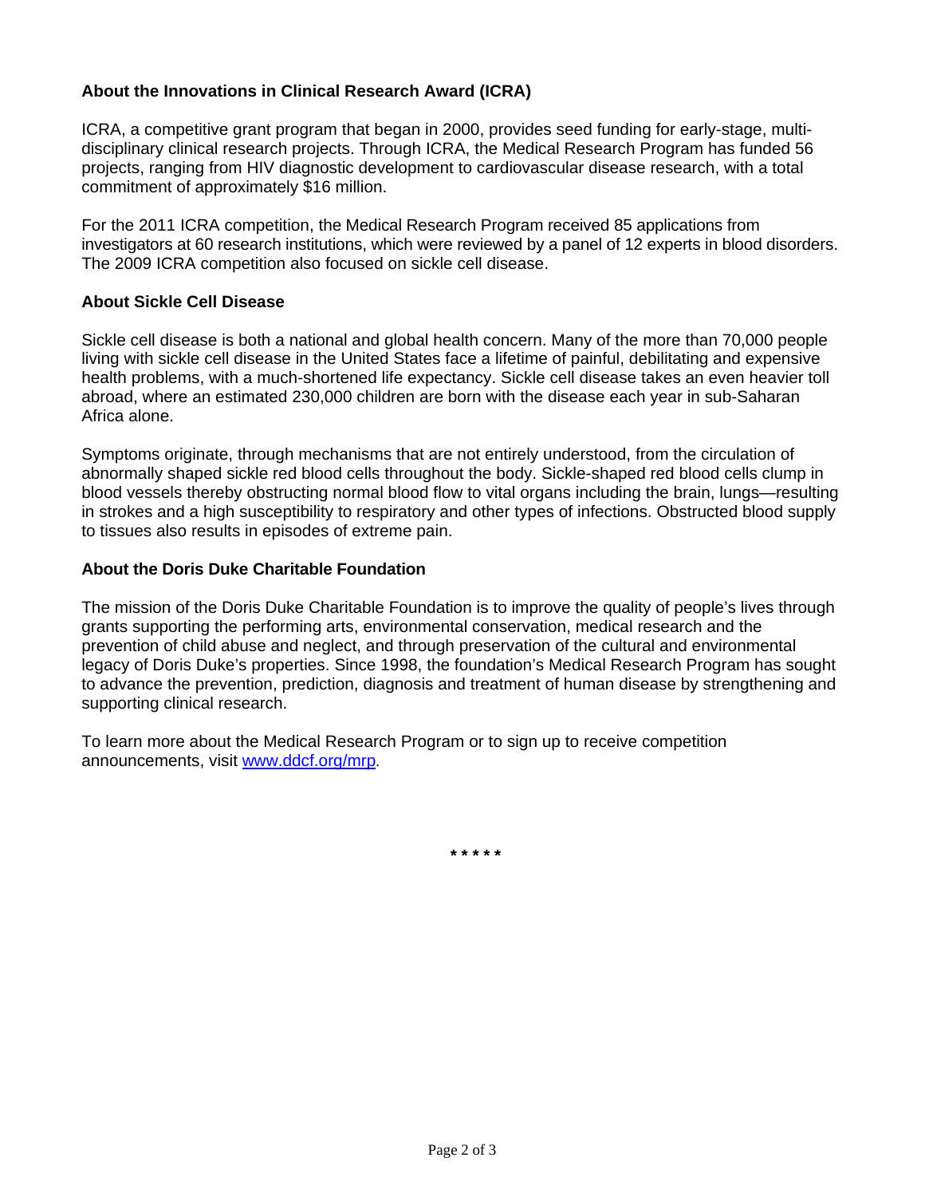**About the Innovations in Clinical Research Award (ICRA)**

ICRA, a competitive grant program that began in 2000, provides seed funding for early-stage, multi-disciplinary clinical research projects. Through ICRA, the Medical Research Program has funded 56 projects, ranging from HIV diagnostic development to cardiovascular disease research, with a total commitment of approximately $16 million.

For the 2011 ICRA competition, the Medical Research Program received 85 applications from investigators at 60 research institutions, which were reviewed by a panel of 12 experts in blood disorders. The 2009 ICRA competition also focused on sickle cell disease.

**About Sickle Cell Disease**

Sickle cell disease is both a national and global health concern. Many of the more than 70,000 people living with sickle cell disease in the United States face a lifetime of painful, debilitating and expensive health problems, with a much-shortened life expectancy. Sickle cell disease takes an even heavier toll abroad, where an estimated 230,000 children are born with the disease each year in sub-Saharan Africa alone.

Symptoms originate, through mechanisms that are not entirely understood, from the circulation of abnormally shaped sickle red blood cells throughout the body. Sickle-shaped red blood cells clump in blood vessels thereby obstructing normal blood flow to vital organs including the brain, lungs—resulting in strokes and a high susceptibility to respiratory and other types of infections. Obstructed blood supply to tissues also results in episodes of extreme pain.

**About the Doris Duke Charitable Foundation**

The mission of the Doris Duke Charitable Foundation is to improve the quality of people's lives through grants supporting the performing arts, environmental conservation, medical research and the prevention of child abuse and neglect, and through preservation of the cultural and environmental legacy of Doris Duke's properties. Since 1998, the foundation's Medical Research Program has sought to advance the prevention, prediction, diagnosis and treatment of human disease by strengthening and supporting clinical research.

To learn more about the Medical Research Program or to sign up to receive competition announcements, visit [www.ddcf.org/mrp](http://www.ddcf.org/mrp).

\* \* \* \* \*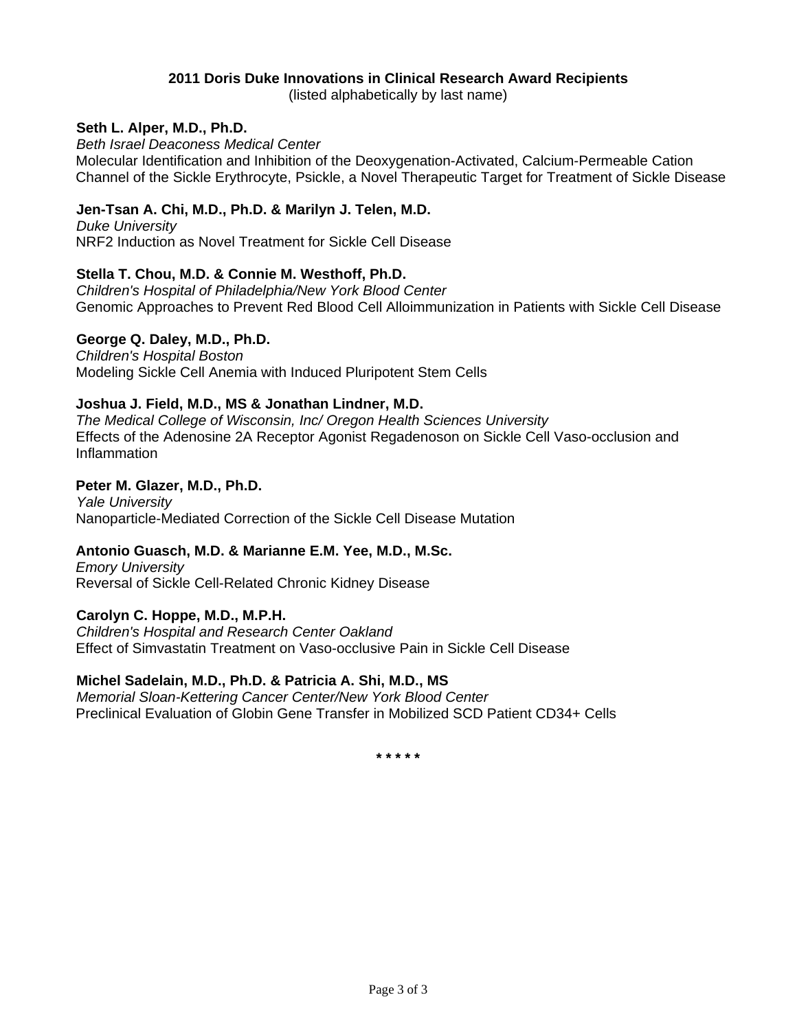**2011 Doris Duke Innovations in Clinical Research Award Recipients**
(listed alphabetically by last name)

**Seth L. Alper, M.D., Ph.D.**
*Beth Israel Deaconess Medical Center*
Molecular Identification and Inhibition of the Deoxygenation-Activated, Calcium-Permeable Cation Channel of the Sickle Erythrocyte, Psickle, a Novel Therapeutic Target for Treatment of Sickle Disease

**Jen-Tsan A. Chi, M.D., Ph.D. & Marilyn J. Telen, M.D.**
*Duke University*
NRF2 Induction as Novel Treatment for Sickle Cell Disease

**Stella T. Chou, M.D. & Connie M. Westhoff, Ph.D.**
*Children's Hospital of Philadelphia/New York Blood Center*
Genomic Approaches to Prevent Red Blood Cell Alloimmunization in Patients with Sickle Cell Disease

**George Q. Daley, M.D., Ph.D.**
*Children's Hospital Boston*
Modeling Sickle Cell Anemia with Induced Pluripotent Stem Cells

**Joshua J. Field, M.D., MS & Jonathan Lindner, M.D.**
*The Medical College of Wisconsin, Inc/ Oregon Health Sciences University*
Effects of the Adenosine 2A Receptor Agonist Regadenoson on Sickle Cell Vaso-occlusion and Inflammation

**Peter M. Glazer, M.D., Ph.D.**
*Yale University*
Nanoparticle-Mediated Correction of the Sickle Cell Disease Mutation

**Antonio Guasch, M.D. & Marianne E.M. Yee, M.D., M.Sc.**
*Emory University*
Reversal of Sickle Cell-Related Chronic Kidney Disease

**Carolyn C. Hoppe, M.D., M.P.H.**
*Children's Hospital and Research Center Oakland*
Effect of Simvastatin Treatment on Vaso-occlusive Pain in Sickle Cell Disease

**Michel Sadelain, M.D., Ph.D. & Patricia A. Shi, M.D., MS**
*Memorial Sloan-Kettering Cancer Center/New York Blood Center*
Preclinical Evaluation of Globin Gene Transfer in Mobilized SCD Patient CD34+ Cells

**\* \* \* \* \***